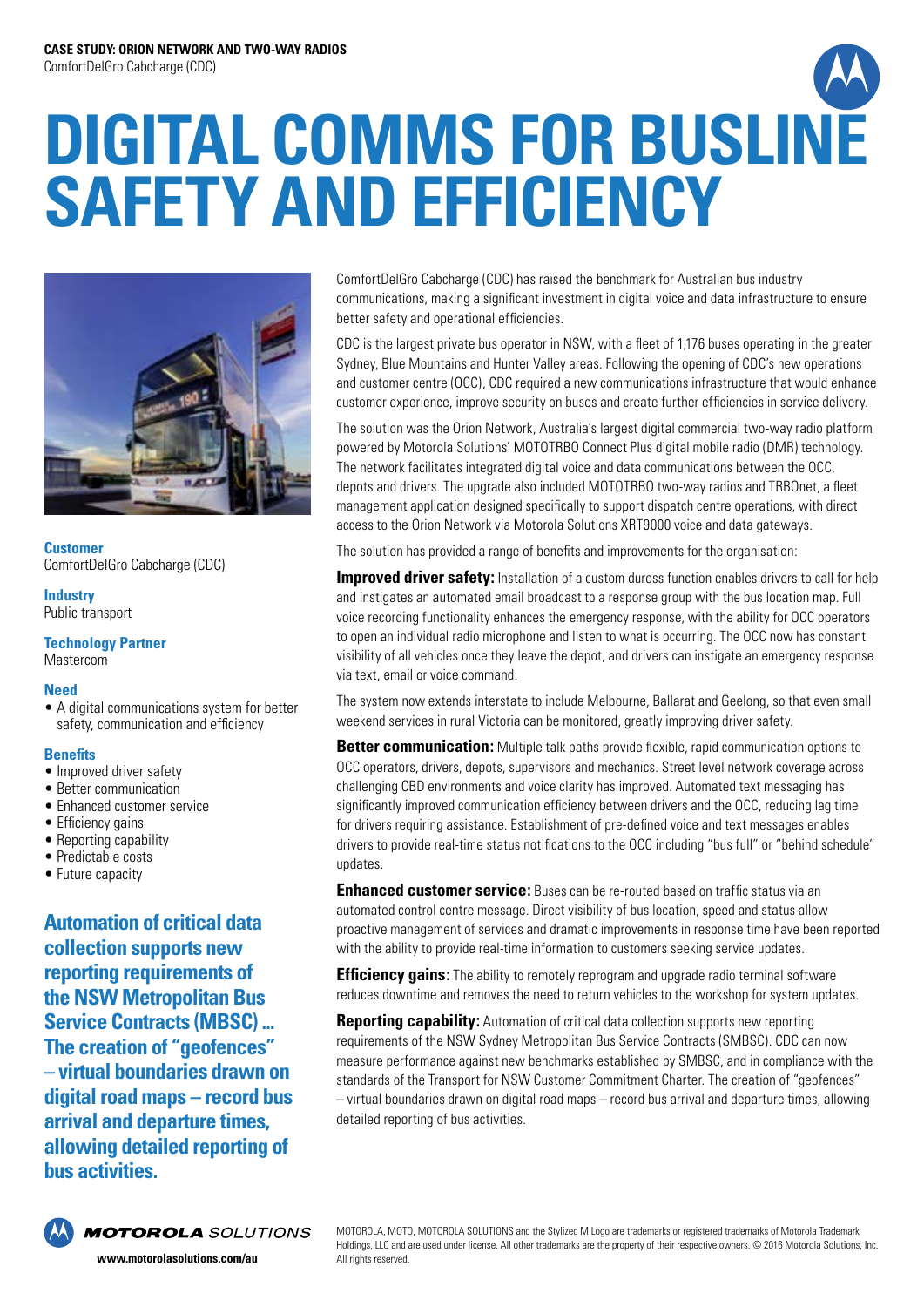**CASE STUDY: ORION NETWORK AND TWO-WAY RADIOS**
ComfortDelGro Cabcharge (CDC)

# DIGITAL COMMS FOR BUSLINE SAFETY AND EFFICIENCY

**Customer**
ComfortDelGro Cabcharge (CDC)

**Industry**
Public transport

**Technology Partner**
Mastercom

**Need**
- A digital communications system for better safety, communication and efficiency

**Benefits**
- Improved driver safety
- Better communication
- Enhanced customer service
- Efficiency gains
- Reporting capability
- Predictable costs
- Future capacity

**Automation of critical data collection supports new reporting requirements of the NSW Metropolitan Bus Service Contracts (MBSC) ... The creation of "geofences" – virtual boundaries drawn on digital road maps – record bus arrival and departure times, allowing detailed reporting of bus activities.**

ComfortDelGro Cabcharge (CDC) has raised the benchmark for Australian bus industry communications, making a significant investment in digital voice and data infrastructure to ensure better safety and operational efficiencies.

CDC is the largest private bus operator in NSW, with a fleet of 1,176 buses operating in the greater Sydney, Blue Mountains and Hunter Valley areas. Following the opening of CDC's new operations and customer centre (OCC), CDC required a new communications infrastructure that would enhance customer experience, improve security on buses and create further efficiencies in service delivery.

The solution was the Orion Network, Australia's largest digital commercial two-way radio platform powered by Motorola Solutions' MOTOTRBO Connect Plus digital mobile radio (DMR) technology. The network facilitates integrated digital voice and data communications between the OCC, depots and drivers. The upgrade also included MOTOTRBO two-way radios and TRBOnet, a fleet management application designed specifically to support dispatch centre operations, with direct access to the Orion Network via Motorola Solutions XRT9000 voice and data gateways.

The solution has provided a range of benefits and improvements for the organisation:

**Improved driver safety:** Installation of a custom duress function enables drivers to call for help and instigates an automated email broadcast to a response group with the bus location map. Full voice recording functionality enhances the emergency response, with the ability for OCC operators to open an individual radio microphone and listen to what is occurring. The OCC now has constant visibility of all vehicles once they leave the depot, and drivers can instigate an emergency response via text, email or voice command.

The system now extends interstate to include Melbourne, Ballarat and Geelong, so that even small weekend services in rural Victoria can be monitored, greatly improving driver safety.

**Better communication:** Multiple talk paths provide flexible, rapid communication options to OCC operators, drivers, depots, supervisors and mechanics. Street level network coverage across challenging CBD environments and voice clarity has improved. Automated text messaging has significantly improved communication efficiency between drivers and the OCC, reducing lag time for drivers requiring assistance. Establishment of pre-defined voice and text messages enables drivers to provide real-time status notifications to the OCC including "bus full" or "behind schedule" updates.

**Enhanced customer service:** Buses can be re-routed based on traffic status via an automated control centre message. Direct visibility of bus location, speed and status allow proactive management of services and dramatic improvements in response time have been reported with the ability to provide real-time information to customers seeking service updates.

**Efficiency gains:** The ability to remotely reprogram and upgrade radio terminal software reduces downtime and removes the need to return vehicles to the workshop for system updates.

**Reporting capability:** Automation of critical data collection supports new reporting requirements of the NSW Sydney Metropolitan Bus Service Contracts (SMBSC). CDC can now measure performance against new benchmarks established by SMBSC, and in compliance with the standards of the Transport for NSW Customer Commitment Charter. The creation of "geofences" – virtual boundaries drawn on digital road maps – record bus arrival and departure times, allowing detailed reporting of bus activities.

MOTOROLA SOLUTIONS
www.motorolasolutions.com/au

MOTOROLA, MOTO, MOTOROLA SOLUTIONS and the Stylized M Logo are trademarks or registered trademarks of Motorola Trademark Holdings, LLC and are used under license. All other trademarks are the property of their respective owners. © 2016 Motorola Solutions, Inc. All rights reserved.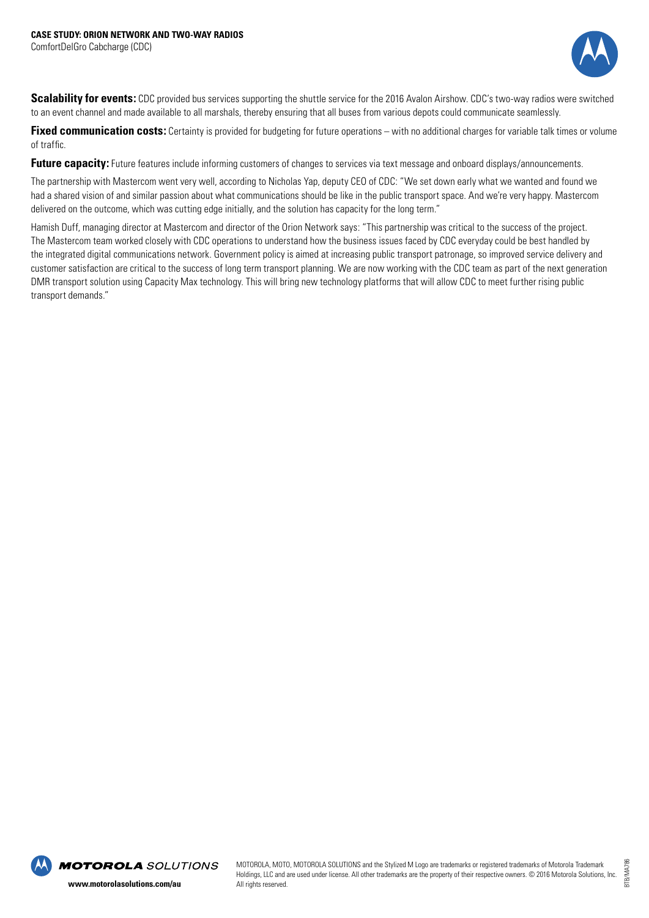**Scalability for events:** CDC provided bus services supporting the shuttle service for the 2016 Avalon Airshow. CDC's two-way radios were switched to an event channel and made available to all marshals, thereby ensuring that all buses from various depots could communicate seamlessly.

**Fixed communication costs:** Certainty is provided for budgeting for future operations – with no additional charges for variable talk times or volume of traffic.

**Future capacity:** Future features include informing customers of changes to services via text message and onboard displays/announcements.

The partnership with Mastercom went very well, according to Nicholas Yap, deputy CEO of CDC: "We set down early what we wanted and found we had a shared vision of and similar passion about what communications should be like in the public transport space. And we're very happy. Mastercom delivered on the outcome, which was cutting edge initially, and the solution has capacity for the long term."

Hamish Duff, managing director at Mastercom and director of the Orion Network says: "This partnership was critical to the success of the project. The Mastercom team worked closely with CDC operations to understand how the business issues faced by CDC everyday could be best handled by the integrated digital communications network. Government policy is aimed at increasing public transport patronage, so improved service delivery and customer satisfaction are critical to the success of long term transport planning. We are now working with the CDC team as part of the next generation DMR transport solution using Capacity Max technology. This will bring new technology platforms that will allow CDC to meet further rising public transport demands."

**MOTOROLA** SOLUTIONS

www.motorolasolutions.com/au

MOTOROLA, MOTO, MOTOROLA SOLUTIONS and the Stylized M Logo are trademarks or registered trademarks of Motorola Trademark Holdings, LLC and are used under license. All other trademarks are the property of their respective owners. © 2016 Motorola Solutions, Inc. All rights reserved.

BTB/MA786